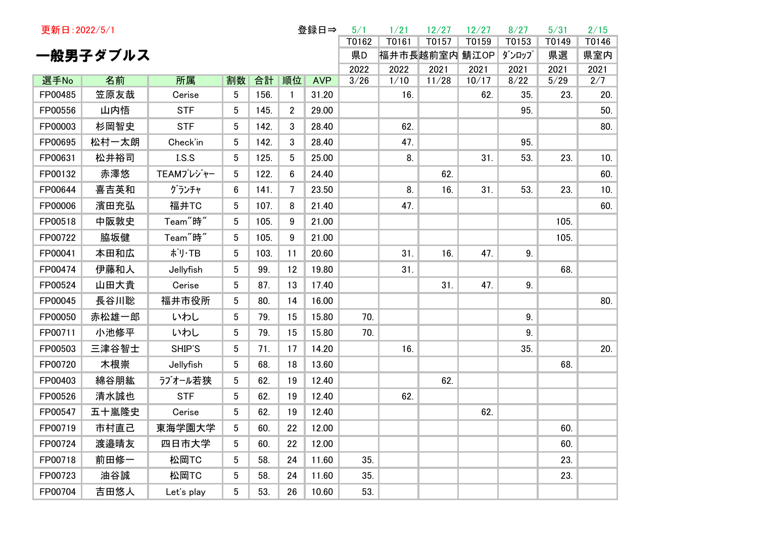更新日:2022/5/1

# 一般男子ダブルス

| | | | | | | 登録日⇒ | 5/1 | 1/21 | 12/27 | 12/27 | 8/27 | 5/31 | 2/15 |
|---|---|---|---|---|---|---|---|---|---|---|---|---|---|
| | | | | | | | T0162 | T0161 | T0157 | T0159 | T0153 | T0149 | T0146 |
| | | | | | | | 県D | 福井市長 | 越前室内 | 鯖江OP | ﾀﾞﾝﾛｯﾌﾟ | 県選 | 県室内 |
| | | | | | | | 2022 | 2022 | 2021 | 2021 | 2021 | 2021 | 2021 |
| 選手No | 名前 | 所属 | 割数 | 合計 | 順位 | AVP | 3/26 | 1/10 | 11/28 | 10/17 | 8/22 | 5/29 | 2/7 |
| FP00485 | 笠原友哉 | Cerise | 5 | 156. | 1 | 31.20 | | 16. | | 62. | 35. | 23. | 20. |
| FP00556 | 山内悟 | STF | 5 | 145. | 2 | 29.00 | | | | | 95. | | 50. |
| FP00003 | 杉岡智史 | STF | 5 | 142. | 3 | 28.40 | | 62. | | | | | 80. |
| FP00695 | 松村一太朗 | Check'in | 5 | 142. | 3 | 28.40 | | 47. | | | 95. | | |
| FP00631 | 松井裕司 | I.S.S | 5 | 125. | 5 | 25.00 | | 8. | | 31. | 53. | 23. | 10. |
| FP00132 | 赤澤悠 | TEAMﾌﾟﾚｼﾞｬｰ | 5 | 122. | 6 | 24.40 | | | 62. | | | | 60. |
| FP00644 | 喜吉英和 | ｸﾞﾗﾝﾁｬ | 6 | 141. | 7 | 23.50 | | 8. | 16. | 31. | 53. | 23. | 10. |
| FP00006 | 濱田充弘 | 福井TC | 5 | 107. | 8 | 21.40 | | 47. | | | | | 60. |
| FP00518 | 中阪敦史 | Team"時" | 5 | 105. | 9 | 21.00 | | | | | | 105. | |
| FP00722 | 脇坂健 | Team"時" | 5 | 105. | 9 | 21.00 | | | | | | 105. | |
| FP00041 | 本田和広 | ﾎﾟﾘ･TB | 5 | 103. | 11 | 20.60 | | 31. | 16. | 47. | 9. | | |
| FP00474 | 伊藤和人 | Jellyfish | 5 | 99. | 12 | 19.80 | | 31. | | | | 68. | |
| FP00524 | 山田大貴 | Cerise | 5 | 87. | 13 | 17.40 | | | 31. | 47. | 9. | | |
| FP00045 | 長谷川聡 | 福井市役所 | 5 | 80. | 14 | 16.00 | | | | | | | 80. |
| FP00050 | 赤松雄一郎 | いわし | 5 | 79. | 15 | 15.80 | 70. | | | | 9. | | |
| FP00711 | 小池修平 | いわし | 5 | 79. | 15 | 15.80 | 70. | | | | 9. | | |
| FP00503 | 三津谷智士 | SHIP'S | 5 | 71. | 17 | 14.20 | | 16. | | | 35. | | 20. |
| FP00720 | 木根崇 | Jellyfish | 5 | 68. | 18 | 13.60 | | | | | | 68. | |
| FP00403 | 綿谷朋紘 | ﾗﾌﾞｵｰﾙ若狭 | 5 | 62. | 19 | 12.40 | | | 62. | | | | |
| FP00526 | 清水誠也 | STF | 5 | 62. | 19 | 12.40 | | 62. | | | | | |
| FP00547 | 五十嵐隆史 | Cerise | 5 | 62. | 19 | 12.40 | | | | 62. | | | |
| FP00719 | 市村直己 | 東海学園大学 | 5 | 60. | 22 | 12.00 | | | | | | 60. | |
| FP00724 | 渡邉晴友 | 四日市大学 | 5 | 60. | 22 | 12.00 | | | | | | 60. | |
| FP00718 | 前田修一 | 松岡TC | 5 | 58. | 24 | 11.60 | 35. | | | | | 23. | |
| FP00723 | 油谷誠 | 松岡TC | 5 | 58. | 24 | 11.60 | 35. | | | | | 23. | |
| FP00704 | 吉田悠人 | Let's play | 5 | 53. | 26 | 10.60 | 53. | | | | | | |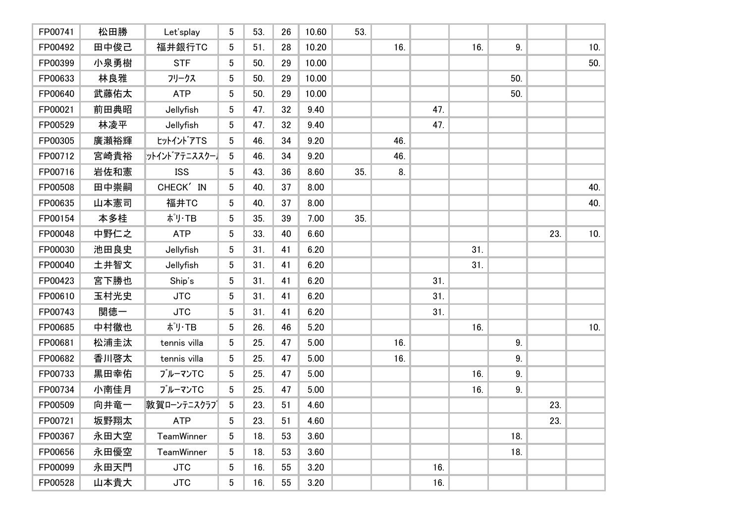| | | | | | | | | | | | | | |
|---|---|---|---|---|---|---|---|---|---|---|---|---|---|
| FP00741 | 松田勝 | Let'splay | 5 | 53. | 26 | 10.60 | 53. | | | | | | |
| FP00492 | 田中俊己 | 福井銀行TC | 5 | 51. | 28 | 10.20 | | 16. | | 16. | 9. | | 10. |
| FP00399 | 小泉勇樹 | STF | 5 | 50. | 29 | 10.00 | | | | | | | 50. |
| FP00633 | 林良雅 | ﾌﾘｰｸｽ | 5 | 50. | 29 | 10.00 | | | | | 50. | | |
| FP00640 | 武藤佑太 | ATP | 5 | 50. | 29 | 10.00 | | | | | 50. | | |
| FP00021 | 前田典昭 | Jellyfish | 5 | 47. | 32 | 9.40 | | | 47. | | | | |
| FP00529 | 林凌平 | Jellyfish | 5 | 47. | 32 | 9.40 | | | 47. | | | | |
| FP00305 | 廣瀬裕輝 | ﾋｯﾄｲﾝﾄﾞｱTS | 5 | 46. | 34 | 9.20 | | 46. | | | | | |
| FP00712 | 宮崎貴裕 | ｯﾄｲﾝﾄﾞｱﾃﾆｽｽｸｰﾙ | 5 | 46. | 34 | 9.20 | | 46. | | | | | |
| FP00716 | 岩佐和憲 | ISS | 5 | 43. | 36 | 8.60 | 35. | 8. | | | | | |
| FP00508 | 田中崇嗣 | CHECK′ IN | 5 | 40. | 37 | 8.00 | | | | | | | 40. |
| FP00635 | 山本憲司 | 福井TC | 5 | 40. | 37 | 8.00 | | | | | | | 40. |
| FP00154 | 本多桂 | ﾎﾟﾘ･TB | 5 | 35. | 39 | 7.00 | 35. | | | | | | |
| FP00048 | 中野仁之 | ATP | 5 | 33. | 40 | 6.60 | | | | | | 23. | 10. |
| FP00030 | 池田良史 | Jellyfish | 5 | 31. | 41 | 6.20 | | | | 31. | | | |
| FP00040 | 土井智文 | Jellyfish | 5 | 31. | 41 | 6.20 | | | | 31. | | | |
| FP00423 | 宮下勝也 | Ship's | 5 | 31. | 41 | 6.20 | | | 31. | | | | |
| FP00610 | 玉村光史 | JTC | 5 | 31. | 41 | 6.20 | | | 31. | | | | |
| FP00743 | 関徳一 | JTC | 5 | 31. | 41 | 6.20 | | | 31. | | | | |
| FP00685 | 中村徹也 | ﾎﾟﾘ･TB | 5 | 26. | 46 | 5.20 | | | | 16. | | | 10. |
| FP00681 | 松浦圭汰 | tennis villa | 5 | 25. | 47 | 5.00 | | 16. | | | 9. | | |
| FP00682 | 香川啓太 | tennis villa | 5 | 25. | 47 | 5.00 | | 16. | | | 9. | | |
| FP00733 | 黒田幸佑 | ﾌﾞﾙｰﾏﾝTC | 5 | 25. | 47 | 5.00 | | | | 16. | 9. | | |
| FP00734 | 小南佳月 | ﾌﾞﾙｰﾏﾝTC | 5 | 25. | 47 | 5.00 | | | | 16. | 9. | | |
| FP00509 | 向井竜一 | 敦賀ﾛｰﾝﾃﾆｽｸﾗﾌﾞ | 5 | 23. | 51 | 4.60 | | | | | | 23. | |
| FP00721 | 坂野翔太 | ATP | 5 | 23. | 51 | 4.60 | | | | | | 23. | |
| FP00367 | 永田大空 | TeamWinner | 5 | 18. | 53 | 3.60 | | | | | 18. | | |
| FP00656 | 永田優空 | TeamWinner | 5 | 18. | 53 | 3.60 | | | | | 18. | | |
| FP00099 | 永田天門 | JTC | 5 | 16. | 55 | 3.20 | | | 16. | | | | |
| FP00528 | 山本貴大 | JTC | 5 | 16. | 55 | 3.20 | | | 16. | | | | |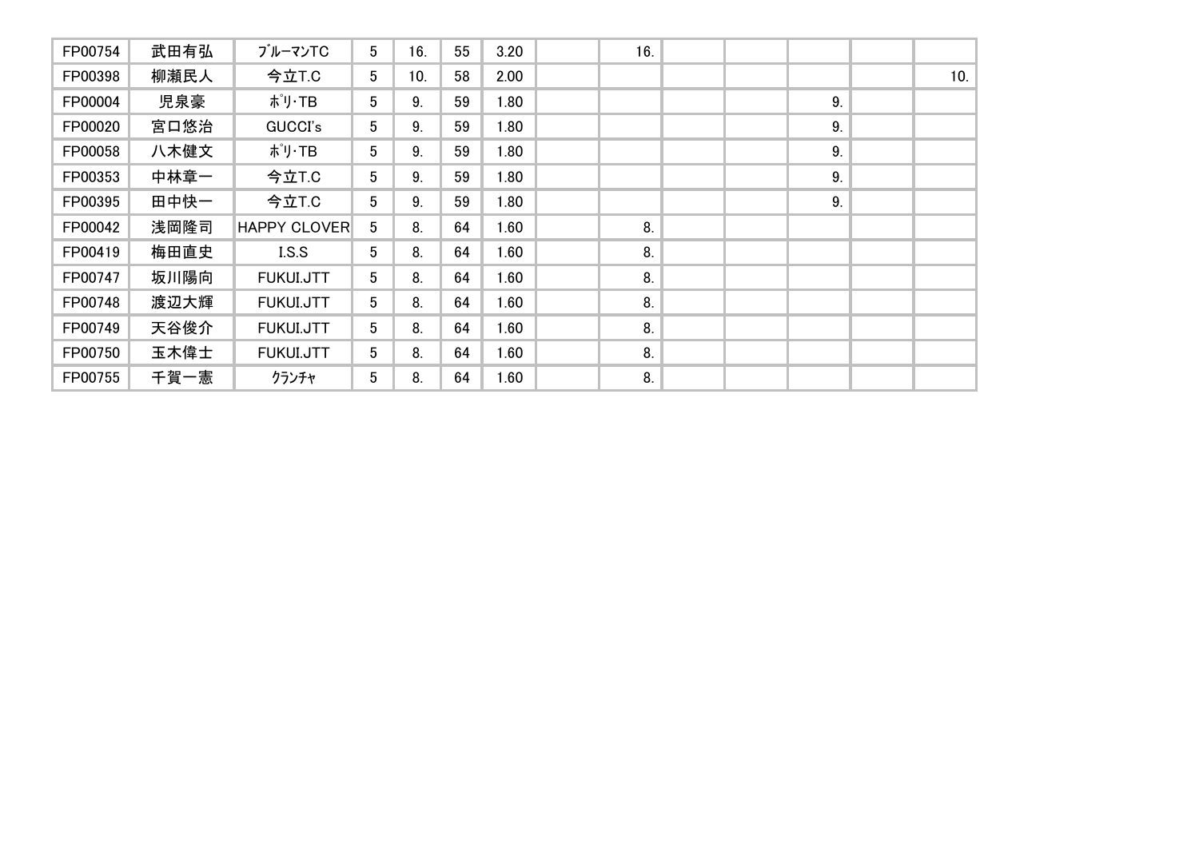| | | | | | | | | | | | | | |
|---|---|---|---|---|---|---|---|---|---|---|---|---|---|
| FP00754 | 武田有弘 | ﾌﾞﾙｰﾏﾝTC | 5 | 16. | 55 | 3.20 | | 16. | | | | | |
| FP00398 | 柳瀬民人 | 今立T.C | 5 | 10. | 58 | 2.00 | | | | | | | 10. |
| FP00004 | 児泉豪 | ﾎﾟﾘ･TB | 5 | 9. | 59 | 1.80 | | | | | 9. | | |
| FP00020 | 宮口悠治 | GUCCI's | 5 | 9. | 59 | 1.80 | | | | | 9. | | |
| FP00058 | 八木健文 | ﾎﾟﾘ･TB | 5 | 9. | 59 | 1.80 | | | | | 9. | | |
| FP00353 | 中林章一 | 今立T.C | 5 | 9. | 59 | 1.80 | | | | | 9. | | |
| FP00395 | 田中快一 | 今立T.C | 5 | 9. | 59 | 1.80 | | | | | 9. | | |
| FP00042 | 浅岡隆司 | HAPPY CLOVER | 5 | 8. | 64 | 1.60 | | 8. | | | | | |
| FP00419 | 梅田直史 | I.S.S | 5 | 8. | 64 | 1.60 | | 8. | | | | | |
| FP00747 | 坂川陽向 | FUKUI.JTT | 5 | 8. | 64 | 1.60 | | 8. | | | | | |
| FP00748 | 渡辺大輝 | FUKUI.JTT | 5 | 8. | 64 | 1.60 | | 8. | | | | | |
| FP00749 | 天谷俊介 | FUKUI.JTT | 5 | 8. | 64 | 1.60 | | 8. | | | | | |
| FP00750 | 玉木偉士 | FUKUI.JTT | 5 | 8. | 64 | 1.60 | | 8. | | | | | |
| FP00755 | 千賀一憲 | ｸﾗﾝﾁｬ | 5 | 8. | 64 | 1.60 | | 8. | | | | | |